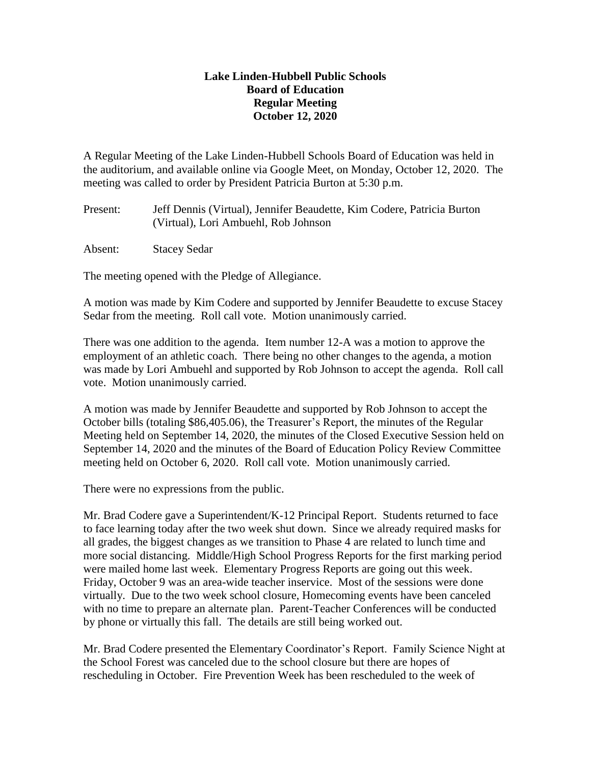# Lake Linden-Hubbell Public Schools
## Board of Education
## Regular Meeting
## October 12, 2020

A Regular Meeting of the Lake Linden-Hubbell Schools Board of Education was held in the auditorium, and available online via Google Meet, on Monday, October 12, 2020. The meeting was called to order by President Patricia Burton at 5:30 p.m.

Present: Jeff Dennis (Virtual), Jennifer Beaudette, Kim Codere, Patricia Burton (Virtual), Lori Ambuehl, Rob Johnson

Absent: Stacey Sedar

The meeting opened with the Pledge of Allegiance.

A motion was made by Kim Codere and supported by Jennifer Beaudette to excuse Stacey Sedar from the meeting. Roll call vote. Motion unanimously carried.

There was one addition to the agenda. Item number 12-A was a motion to approve the employment of an athletic coach. There being no other changes to the agenda, a motion was made by Lori Ambuehl and supported by Rob Johnson to accept the agenda. Roll call vote. Motion unanimously carried.

A motion was made by Jennifer Beaudette and supported by Rob Johnson to accept the October bills (totaling $86,405.06), the Treasurer's Report, the minutes of the Regular Meeting held on September 14, 2020, the minutes of the Closed Executive Session held on September 14, 2020 and the minutes of the Board of Education Policy Review Committee meeting held on October 6, 2020. Roll call vote. Motion unanimously carried.

There were no expressions from the public.

Mr. Brad Codere gave a Superintendent/K-12 Principal Report. Students returned to face to face learning today after the two week shut down. Since we already required masks for all grades, the biggest changes as we transition to Phase 4 are related to lunch time and more social distancing. Middle/High School Progress Reports for the first marking period were mailed home last week. Elementary Progress Reports are going out this week. Friday, October 9 was an area-wide teacher inservice. Most of the sessions were done virtually. Due to the two week school closure, Homecoming events have been canceled with no time to prepare an alternate plan. Parent-Teacher Conferences will be conducted by phone or virtually this fall. The details are still being worked out.

Mr. Brad Codere presented the Elementary Coordinator's Report. Family Science Night at the School Forest was canceled due to the school closure but there are hopes of rescheduling in October. Fire Prevention Week has been rescheduled to the week of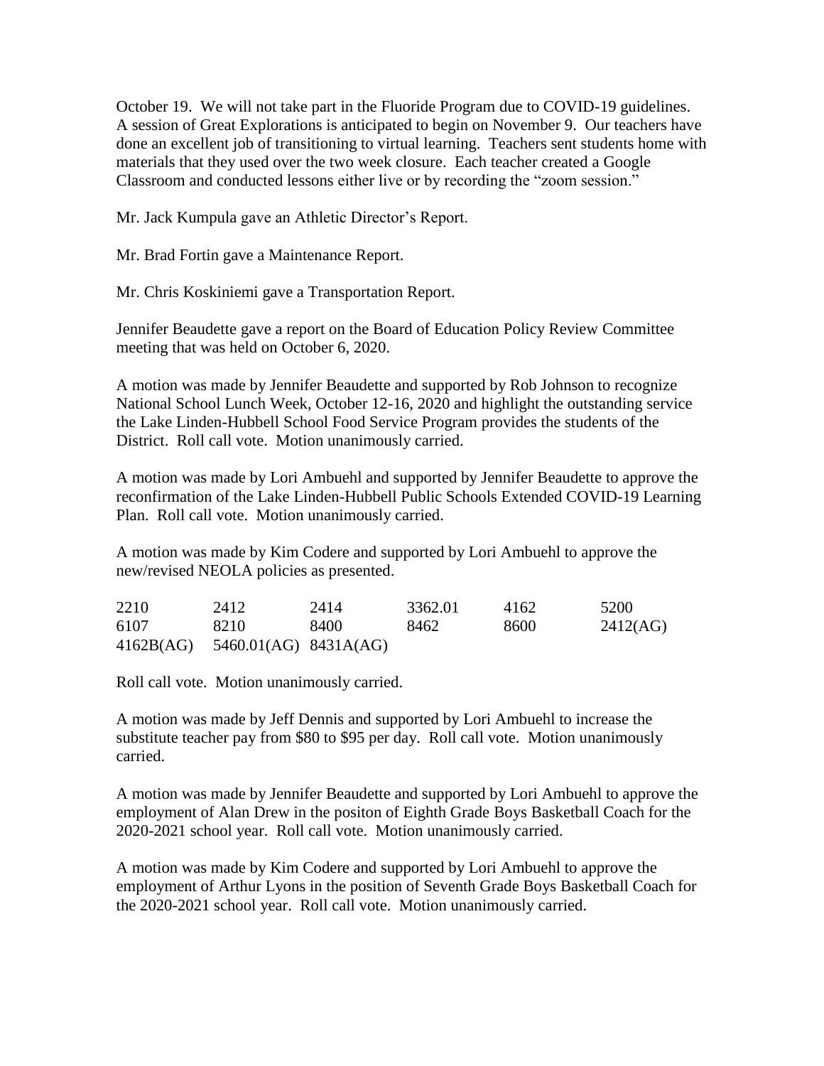October 19. We will not take part in the Fluoride Program due to COVID-19 guidelines. A session of Great Explorations is anticipated to begin on November 9. Our teachers have done an excellent job of transitioning to virtual learning. Teachers sent students home with materials that they used over the two week closure. Each teacher created a Google Classroom and conducted lessons either live or by recording the "zoom session."

Mr. Jack Kumpula gave an Athletic Director's Report.

Mr. Brad Fortin gave a Maintenance Report.

Mr. Chris Koskiniemi gave a Transportation Report.

Jennifer Beaudette gave a report on the Board of Education Policy Review Committee meeting that was held on October 6, 2020.

A motion was made by Jennifer Beaudette and supported by Rob Johnson to recognize National School Lunch Week, October 12-16, 2020 and highlight the outstanding service the Lake Linden-Hubbell School Food Service Program provides the students of the District. Roll call vote. Motion unanimously carried.

A motion was made by Lori Ambuehl and supported by Jennifer Beaudette to approve the reconfirmation of the Lake Linden-Hubbell Public Schools Extended COVID-19 Learning Plan. Roll call vote. Motion unanimously carried.

A motion was made by Kim Codere and supported by Lori Ambuehl to approve the new/revised NEOLA policies as presented.

| | | | | | |
|---|---|---|---|---|---|
| 2210 | 2412 | 2414 | 3362.01 | 4162 | 5200 |
| 6107 | 8210 | 8400 | 8462 | 8600 | 2412(AG) |
| 4162B(AG) | 5460.01(AG) | 8431A(AG) | | | |

Roll call vote. Motion unanimously carried.

A motion was made by Jeff Dennis and supported by Lori Ambuehl to increase the substitute teacher pay from $80 to $95 per day. Roll call vote. Motion unanimously carried.

A motion was made by Jennifer Beaudette and supported by Lori Ambuehl to approve the employment of Alan Drew in the positon of Eighth Grade Boys Basketball Coach for the 2020-2021 school year. Roll call vote. Motion unanimously carried.

A motion was made by Kim Codere and supported by Lori Ambuehl to approve the employment of Arthur Lyons in the position of Seventh Grade Boys Basketball Coach for the 2020-2021 school year. Roll call vote. Motion unanimously carried.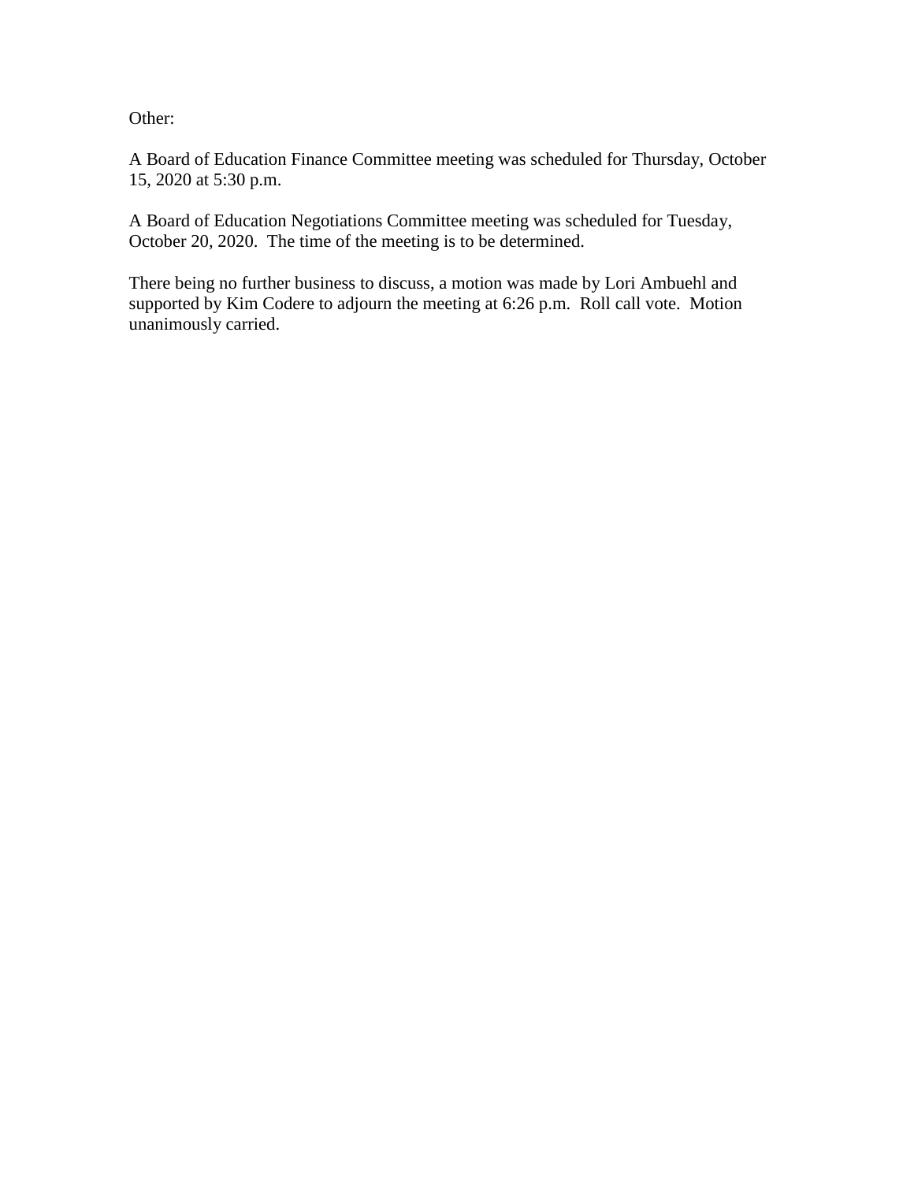Other:

A Board of Education Finance Committee meeting was scheduled for Thursday, October 15, 2020 at 5:30 p.m.

A Board of Education Negotiations Committee meeting was scheduled for Tuesday, October 20, 2020. The time of the meeting is to be determined.

There being no further business to discuss, a motion was made by Lori Ambuehl and supported by Kim Codere to adjourn the meeting at 6:26 p.m. Roll call vote. Motion unanimously carried.